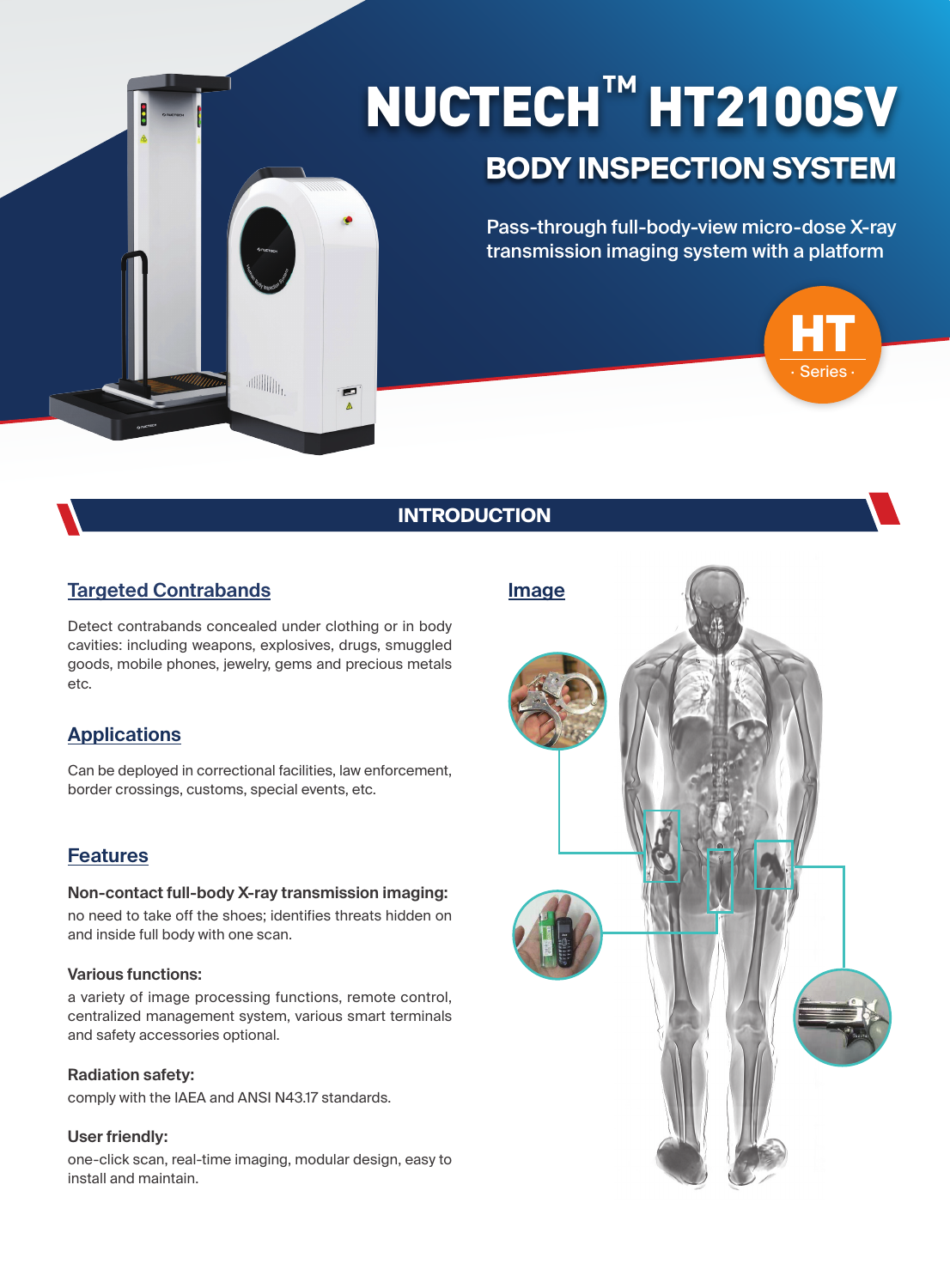# NUCTECH™ HT2100SV

## BODY INSPECTION SYSTEM

Pass-through full-body-view micro-dose X-ray transmission imaging system with a platform

HT · Series ·

## INTRODUCTION

### Targeted Contrabands

Detect contrabands concealed under clothing or in body cavities: including weapons, explosives, drugs, smuggled goods, mobile phones, jewelry, gems and precious metals etc.

### Applications

Can be deployed in correctional facilities, law enforcement, border crossings, customs, special events, etc.

### Features

**Non-contact full-body X-ray transmission imaging:**
no need to take off the shoes; identifies threats hidden on and inside full body with one scan.

**Various functions:**
a variety of image processing functions, remote control, centralized management system, various smart terminals and safety accessories optional.

**Radiation safety:**
comply with the IAEA and ANSI N43.17 standards.

**User friendly:**
one-click scan, real-time imaging, modular design, easy to install and maintain.

### Image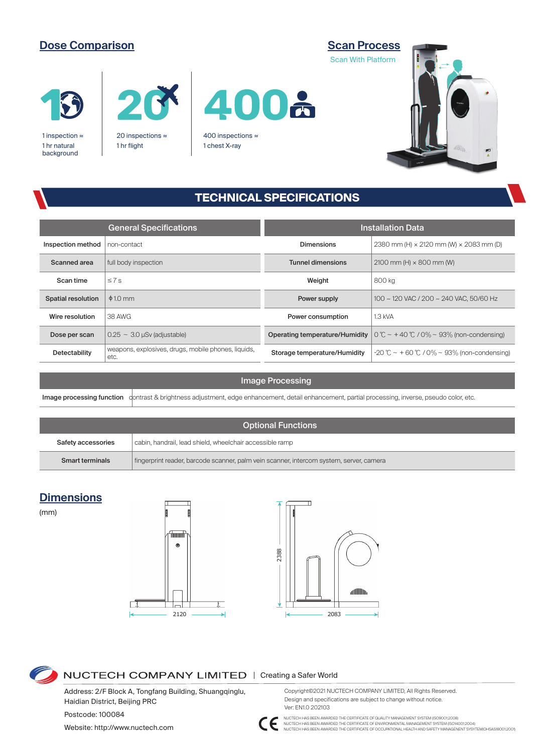## Dose Comparison

1 inspection ≈ 1 hr natural background

20 inspections ≈ 1 hr flight

400 inspections ≈ 1 chest X-ray

## Scan Process

Scan With Platform

# TECHNICAL SPECIFICATIONS

| General Specifications | | Installation Data | |
|---|---|---|---|
| **Inspection method** | non-contact | **Dimensions** | 2380 mm (H) × 2120 mm (W) × 2083 mm (D) |
| **Scanned area** | full body inspection | **Tunnel dimensions** | 2100 mm (H) × 800 mm (W) |
| **Scan time** | ≤7 s | **Weight** | 800 kg |
| **Spatial resolution** | ϕ1.0 mm | **Power supply** | 100 ~ 120 VAC / 200 ~ 240 VAC, 50/60 Hz |
| **Wire resolution** | 38 AWG | **Power consumption** | 1.3 kVA |
| **Dose per scan** | 0.25 ~ 3.0 μSv (adjustable) | **Operating temperature/Humidity** | 0 ℃ ~ +40 ℃ / 0% ~ 93% (non-condensing) |
| **Detectability** | weapons, explosives, drugs, mobile phones, liquids, etc. | **Storage temperature/Humidity** | -20 ℃ ~ + 60 ℃ / 0% ~ 93% (non-condensing) |

| Image Processing | |
|---|---|
| **Image processing function** | contrast & brightness adjustment, edge enhancement, detail enhancement, partial processing, inverse, pseudo color, etc. |

| Optional Functions | |
|---|---|
| **Safety accessories** | cabin, handrail, lead shield, wheelchair accessible ramp |
| **Smart terminals** | fingerprint reader, barcode scanner, palm vein scanner, intercom system, server, camera |

## Dimensions

(mm)

2120

2388

2083

NUCTECH COMPANY LIMITED | Creating a Safer World

Address: 2/F Block A, Tongfang Building, Shuangqinglu, Haidian District, Beijing PRC

Postcode: 100084

Website: http://www.nuctech.com

Copyright©2021 NUCTECH COMPANY LIMITED, All Rights Reserved.
Design and specifications are subject to change without notice.
Ver: EN1.0 202103

NUCTECH HAS BEEN AWARDED THE CERTIFICATE OF QUALITY MANAGEMENT SYSTEM (ISO9001:2008)
NUCTECH HAS BEEN AWARDED THE CERTIFICATE OF ENVIRONMENTAL MANAGEMENT SYSTEM (ISO14001:2004)
NUCTECH HAS BEEN AWARDED THE CERTIFICATE OF OCCUPATIONAL HEALTH AND SAFETY MANAGEMENT SYSYTEM(OHSAS18001:2001)